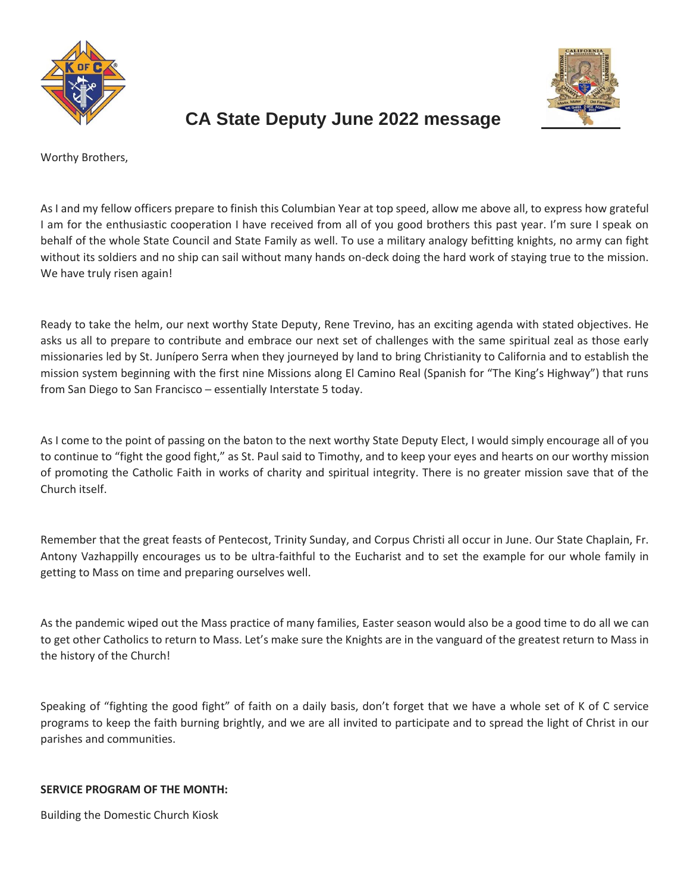# CA State Deputy June 2022 message

Worthy Brothers,

As I and my fellow officers prepare to finish this Columbian Year at top speed, allow me above all, to express how grateful I am for the enthusiastic cooperation I have received from all of you good brothers this past year. I'm sure I speak on behalf of the whole State Council and State Family as well. To use a military analogy befitting knights, no army can fight without its soldiers and no ship can sail without many hands on-deck doing the hard work of staying true to the mission. We have truly risen again!

Ready to take the helm, our next worthy State Deputy, Rene Trevino, has an exciting agenda with stated objectives. He asks us all to prepare to contribute and embrace our next set of challenges with the same spiritual zeal as those early missionaries led by St. Junípero Serra when they journeyed by land to bring Christianity to California and to establish the mission system beginning with the first nine Missions along El Camino Real (Spanish for "The King's Highway") that runs from San Diego to San Francisco – essentially Interstate 5 today.

As I come to the point of passing on the baton to the next worthy State Deputy Elect, I would simply encourage all of you to continue to "fight the good fight," as St. Paul said to Timothy, and to keep your eyes and hearts on our worthy mission of promoting the Catholic Faith in works of charity and spiritual integrity. There is no greater mission save that of the Church itself.

Remember that the great feasts of Pentecost, Trinity Sunday, and Corpus Christi all occur in June. Our State Chaplain, Fr. Antony Vazhappilly encourages us to be ultra-faithful to the Eucharist and to set the example for our whole family in getting to Mass on time and preparing ourselves well.

As the pandemic wiped out the Mass practice of many families, Easter season would also be a good time to do all we can to get other Catholics to return to Mass. Let's make sure the Knights are in the vanguard of the greatest return to Mass in the history of the Church!

Speaking of "fighting the good fight" of faith on a daily basis, don't forget that we have a whole set of K of C service programs to keep the faith burning brightly, and we are all invited to participate and to spread the light of Christ in our parishes and communities.

**SERVICE PROGRAM OF THE MONTH:**

Building the Domestic Church Kiosk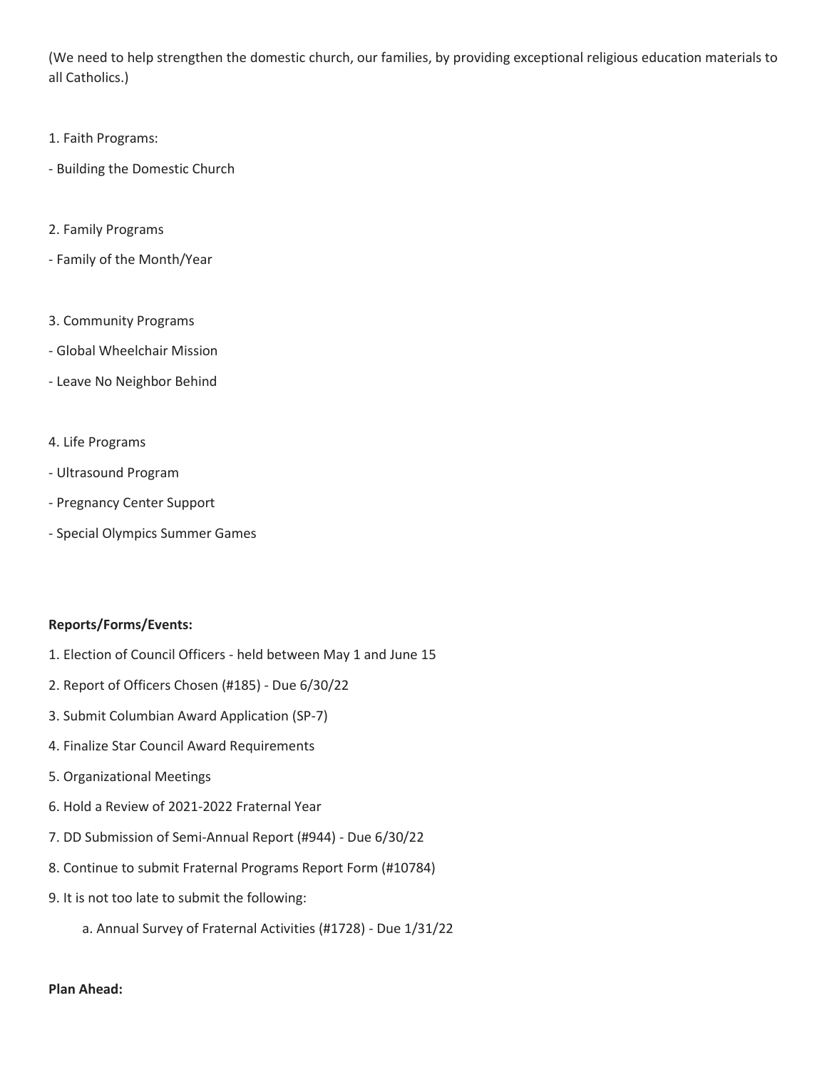(We need to help strengthen the domestic church, our families, by providing exceptional religious education materials to all Catholics.)

1. Faith Programs:

- Building the Domestic Church

2. Family Programs

- Family of the Month/Year

3. Community Programs

- Global Wheelchair Mission
- Leave No Neighbor Behind

4. Life Programs

- Ultrasound Program
- Pregnancy Center Support
- Special Olympics Summer Games

**Reports/Forms/Events:**

1. Election of Council Officers - held between May 1 and June 15
2. Report of Officers Chosen (#185) - Due 6/30/22
3. Submit Columbian Award Application (SP-7)
4. Finalize Star Council Award Requirements
5. Organizational Meetings
6. Hold a Review of 2021-2022 Fraternal Year
7. DD Submission of Semi-Annual Report (#944) - Due 6/30/22
8. Continue to submit Fraternal Programs Report Form (#10784)
9. It is not too late to submit the following:
    a. Annual Survey of Fraternal Activities (#1728) - Due 1/31/22

**Plan Ahead:**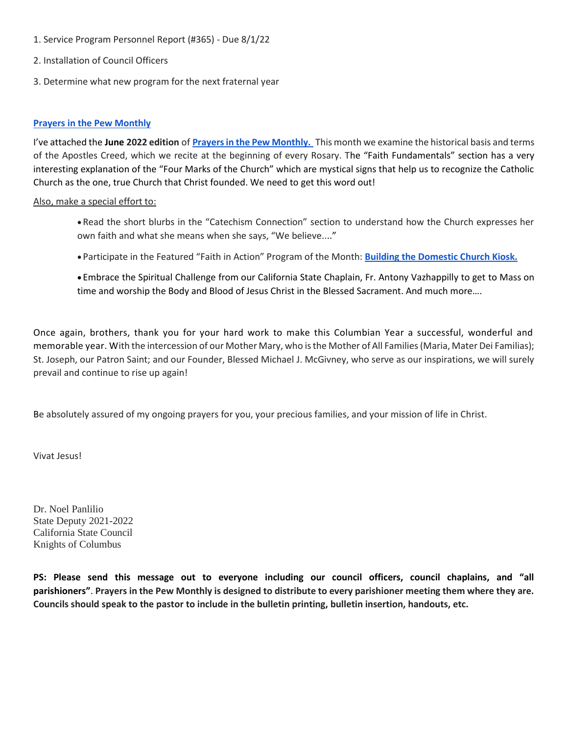1. Service Program Personnel Report (#365) - Due 8/1/22

2. Installation of Council Officers

3. Determine what new program for the next fraternal year

**Prayers in the Pew Monthly**

I've attached the **June 2022 edition** of **Prayers in the Pew Monthly.** This month we examine the historical basis and terms of the Apostles Creed, which we recite at the beginning of every Rosary. The "Faith Fundamentals" section has a very interesting explanation of the "Four Marks of the Church" which are mystical signs that help us to recognize the Catholic Church as the one, true Church that Christ founded. We need to get this word out!

Also, make a special effort to:

- Read the short blurbs in the "Catechism Connection" section to understand how the Church expresses her own faith and what she means when she says, "We believe...."
- Participate in the Featured "Faith in Action" Program of the Month: **Building the Domestic Church Kiosk.**
- Embrace the Spiritual Challenge from our California State Chaplain, Fr. Antony Vazhappilly to get to Mass on time and worship the Body and Blood of Jesus Christ in the Blessed Sacrament. And much more….

Once again, brothers, thank you for your hard work to make this Columbian Year a successful, wonderful and memorable year. With the intercession of our Mother Mary, who is the Mother of All Families (Maria, Mater Dei Familias); St. Joseph, our Patron Saint; and our Founder, Blessed Michael J. McGivney, who serve as our inspirations, we will surely prevail and continue to rise up again!

Be absolutely assured of my ongoing prayers for you, your precious families, and your mission of life in Christ.

Vivat Jesus!

Dr. Noel Panlilio
State Deputy 2021-2022
California State Council
Knights of Columbus

**PS: Please send this message out to everyone including our council officers, council chaplains, and "all parishioners". Prayers in the Pew Monthly is designed to distribute to every parishioner meeting them where they are. Councils should speak to the pastor to include in the bulletin printing, bulletin insertion, handouts, etc.**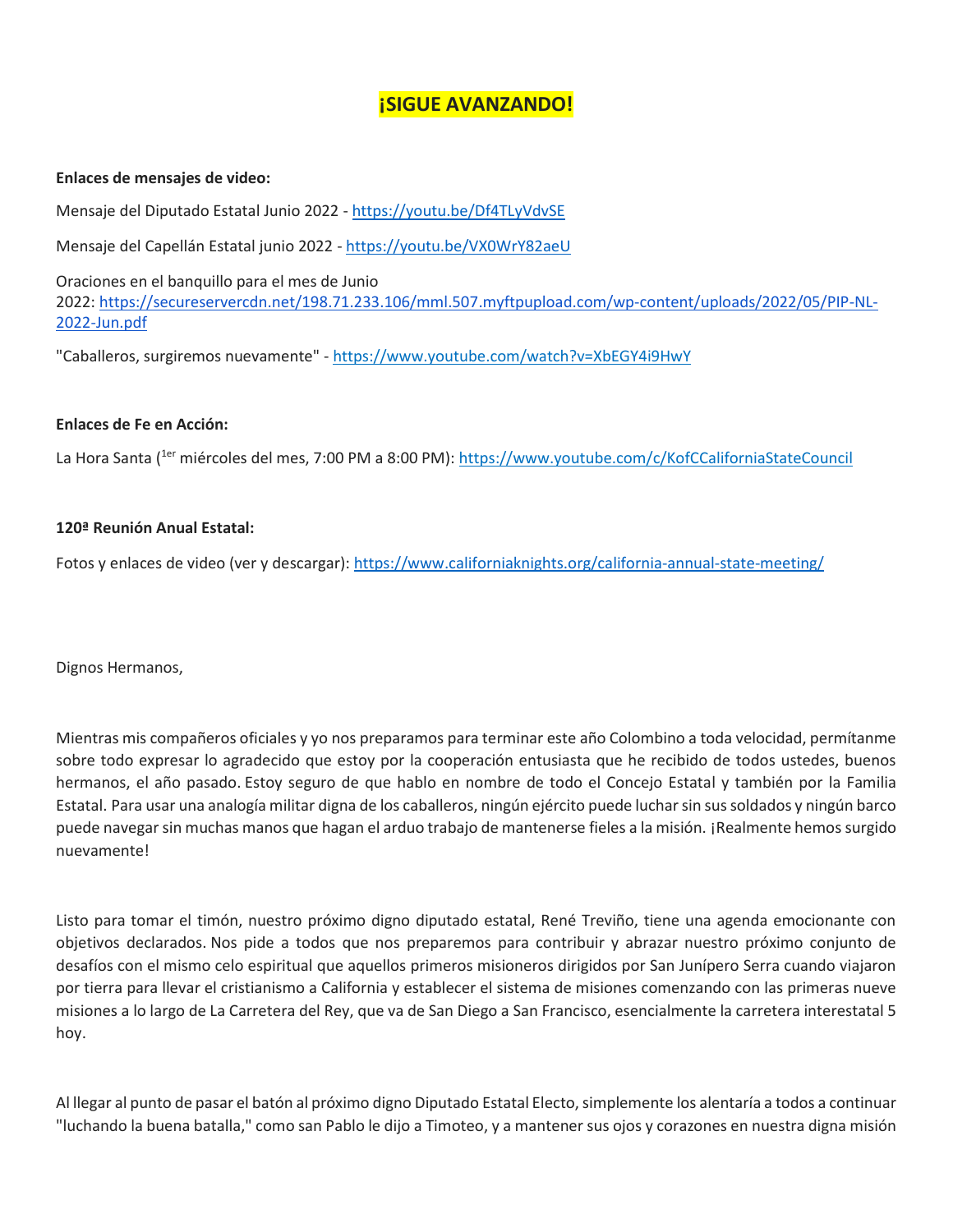# ¡SIGUE AVANZANDO!

**Enlaces de mensajes de video:**

Mensaje del Diputado Estatal Junio 2022 - https://youtu.be/Df4TLyVdvSE

Mensaje del Capellán Estatal junio 2022 - https://youtu.be/VX0WrY82aeU

Oraciones en el banquillo para el mes de Junio 2022: https://secureservercdn.net/198.71.233.106/mml.507.myftpupload.com/wp-content/uploads/2022/05/PIP-NL-2022-Jun.pdf

"Caballeros, surgiremos nuevamente" - https://www.youtube.com/watch?v=XbEGY4i9HwY

**Enlaces de Fe en Acción:**

La Hora Santa (1er miércoles del mes, 7:00 PM a 8:00 PM): https://www.youtube.com/c/KofCCaliforniaStateCouncil

**120ª Reunión Anual Estatal:**

Fotos y enlaces de video (ver y descargar): https://www.californiaknights.org/california-annual-state-meeting/

Dignos Hermanos,

Mientras mis compañeros oficiales y yo nos preparamos para terminar este año Colombino a toda velocidad, permítanme sobre todo expresar lo agradecido que estoy por la cooperación entusiasta que he recibido de todos ustedes, buenos hermanos, el año pasado. Estoy seguro de que hablo en nombre de todo el Concejo Estatal y también por la Familia Estatal. Para usar una analogía militar digna de los caballeros, ningún ejército puede luchar sin sus soldados y ningún barco puede navegar sin muchas manos que hagan el arduo trabajo de mantenerse fieles a la misión. ¡Realmente hemos surgido nuevamente!

Listo para tomar el timón, nuestro próximo digno diputado estatal, René Treviño, tiene una agenda emocionante con objetivos declarados. Nos pide a todos que nos preparemos para contribuir y abrazar nuestro próximo conjunto de desafíos con el mismo celo espiritual que aquellos primeros misioneros dirigidos por San Junípero Serra cuando viajaron por tierra para llevar el cristianismo a California y establecer el sistema de misiones comenzando con las primeras nueve misiones a lo largo de La Carretera del Rey, que va de San Diego a San Francisco, esencialmente la carretera interestatal 5 hoy.

Al llegar al punto de pasar el batón al próximo digno Diputado Estatal Electo, simplemente los alentaría a todos a continuar "luchando la buena batalla," como san Pablo le dijo a Timoteo, y a mantener sus ojos y corazones en nuestra digna misión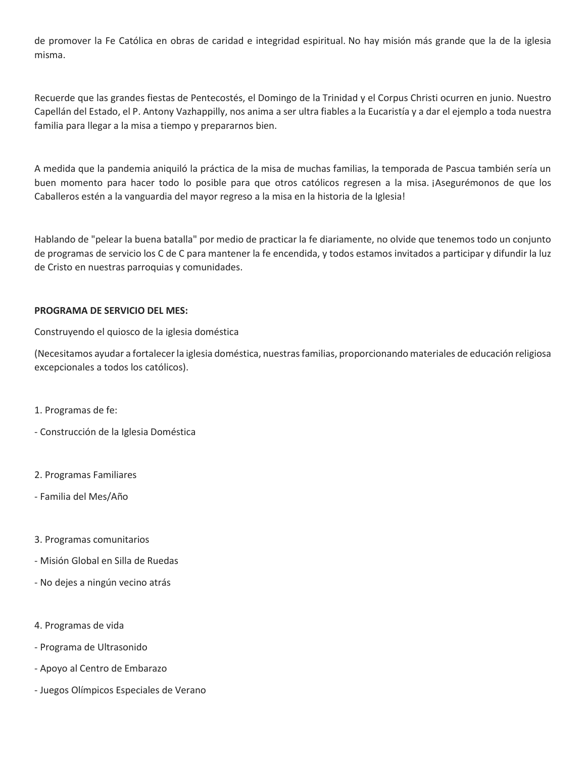de promover la Fe Católica en obras de caridad e integridad espiritual. No hay misión más grande que la de la iglesia misma.

Recuerde que las grandes fiestas de Pentecostés, el Domingo de la Trinidad y el Corpus Christi ocurren en junio. Nuestro Capellán del Estado, el P. Antony Vazhappilly, nos anima a ser ultra fiables a la Eucaristía y a dar el ejemplo a toda nuestra familia para llegar a la misa a tiempo y prepararnos bien.

A medida que la pandemia aniquiló la práctica de la misa de muchas familias, la temporada de Pascua también sería un buen momento para hacer todo lo posible para que otros católicos regresen a la misa. ¡Asegurémonos de que los Caballeros estén a la vanguardia del mayor regreso a la misa en la historia de la Iglesia!

Hablando de "pelear la buena batalla" por medio de practicar la fe diariamente, no olvide que tenemos todo un conjunto de programas de servicio los C de C para mantener la fe encendida, y todos estamos invitados a participar y difundir la luz de Cristo en nuestras parroquias y comunidades.

**PROGRAMA DE SERVICIO DEL MES:**

Construyendo el quiosco de la iglesia doméstica

(Necesitamos ayudar a fortalecer la iglesia doméstica, nuestras familias, proporcionando materiales de educación religiosa excepcionales a todos los católicos).

1. Programas de fe:

- Construcción de la Iglesia Doméstica

2. Programas Familiares

- Familia del Mes/Año

3. Programas comunitarios

- Misión Global en Silla de Ruedas
- No dejes a ningún vecino atrás

4. Programas de vida

- Programa de Ultrasonido
- Apoyo al Centro de Embarazo
- Juegos Olímpicos Especiales de Verano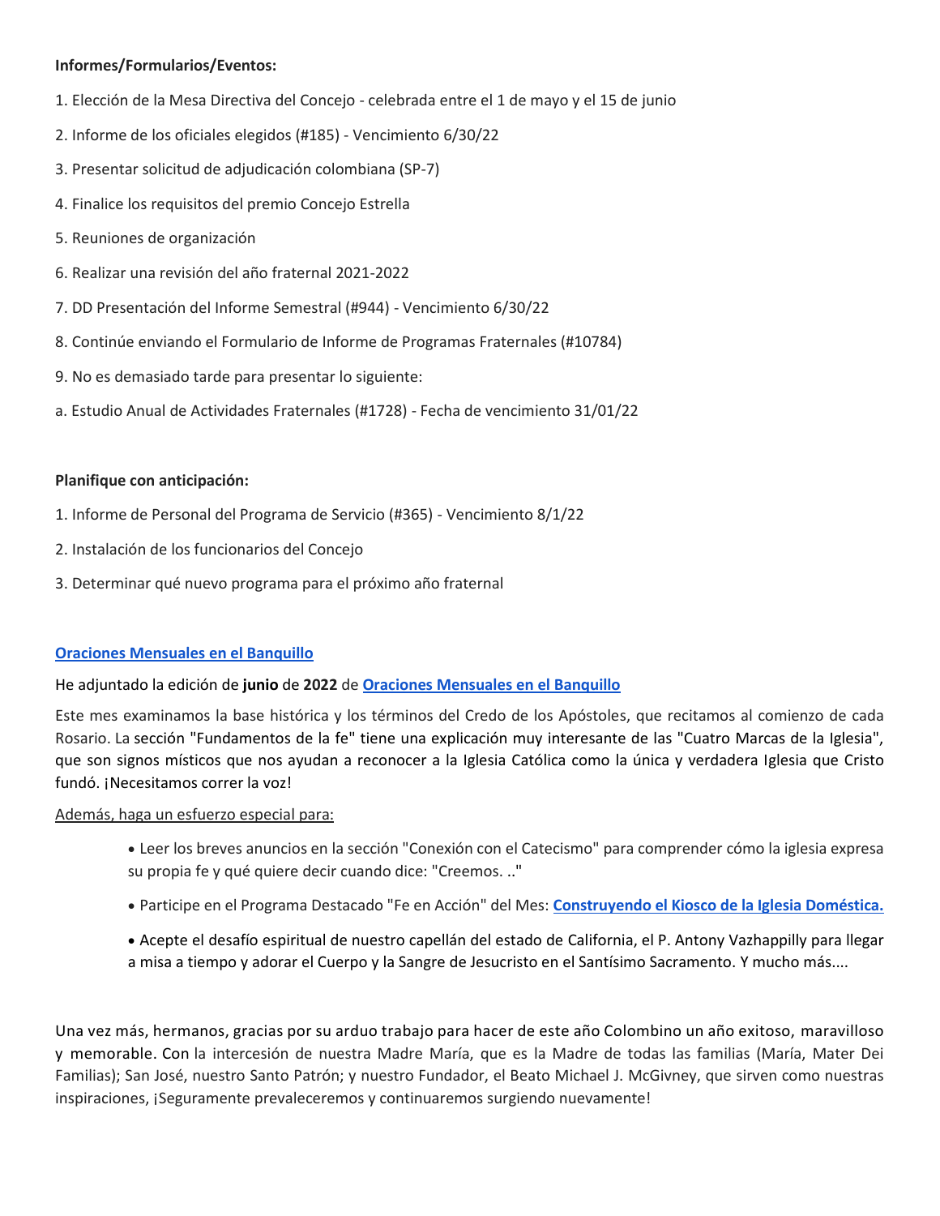**Informes/Formularios/Eventos:**

1. Elección de la Mesa Directiva del Concejo - celebrada entre el 1 de mayo y el 15 de junio

2. Informe de los oficiales elegidos (#185) - Vencimiento 6/30/22

3. Presentar solicitud de adjudicación colombiana (SP-7)

4. Finalice los requisitos del premio Concejo Estrella

5. Reuniones de organización

6. Realizar una revisión del año fraternal 2021-2022

7. DD Presentación del Informe Semestral (#944) - Vencimiento 6/30/22

8. Continúe enviando el Formulario de Informe de Programas Fraternales (#10784)

9. No es demasiado tarde para presentar lo siguiente:

a. Estudio Anual de Actividades Fraternales (#1728) - Fecha de vencimiento 31/01/22

**Planifique con anticipación:**

1. Informe de Personal del Programa de Servicio (#365) - Vencimiento 8/1/22

2. Instalación de los funcionarios del Concejo

3. Determinar qué nuevo programa para el próximo año fraternal

**Oraciones Mensuales en el Banquillo**

He adjuntado la edición de **junio** de **2022** de **Oraciones Mensuales en el Banquillo**

Este mes examinamos la base histórica y los términos del Credo de los Apóstoles, que recitamos al comienzo de cada Rosario. La sección "Fundamentos de la fe" tiene una explicación muy interesante de las "Cuatro Marcas de la Iglesia", que son signos místicos que nos ayudan a reconocer a la Iglesia Católica como la única y verdadera Iglesia que Cristo fundó. ¡Necesitamos correr la voz!

Además, haga un esfuerzo especial para:

- Leer los breves anuncios en la sección "Conexión con el Catecismo" para comprender cómo la iglesia expresa su propia fe y qué quiere decir cuando dice: "Creemos. .."
- Participe en el Programa Destacado "Fe en Acción" del Mes: **Construyendo el Kiosco de la Iglesia Doméstica.**
- Acepte el desafío espiritual de nuestro capellán del estado de California, el P. Antony Vazhappilly para llegar a misa a tiempo y adorar el Cuerpo y la Sangre de Jesucristo en el Santísimo Sacramento. Y mucho más....

Una vez más, hermanos, gracias por su arduo trabajo para hacer de este año Colombino un año exitoso, maravilloso y memorable. Con la intercesión de nuestra Madre María, que es la Madre de todas las familias (María, Mater Dei Familias); San José, nuestro Santo Patrón; y nuestro Fundador, el Beato Michael J. McGivney, que sirven como nuestras inspiraciones, ¡Seguramente prevaleceremos y continuaremos surgiendo nuevamente!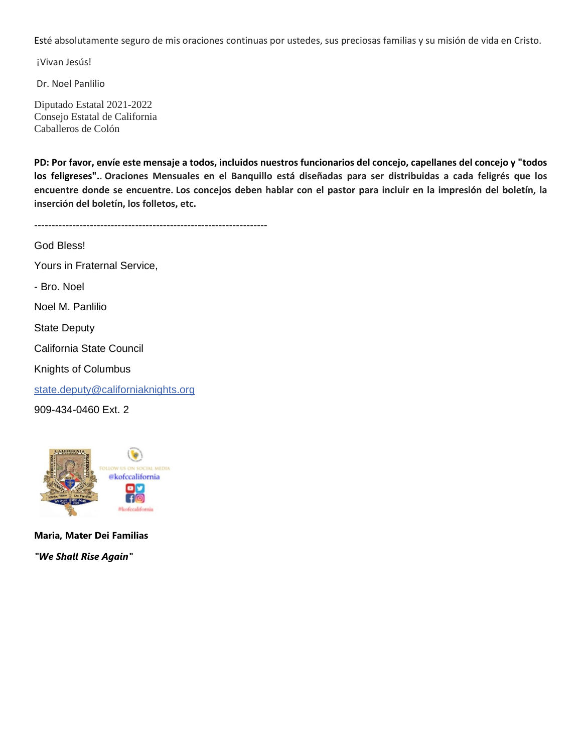Esté absolutamente seguro de mis oraciones continuas por ustedes, sus preciosas familias y su misión de vida en Cristo.

¡Vivan Jesús!

Dr. Noel Panlilio

Diputado Estatal 2021-2022
Consejo Estatal de California
Caballeros de Colón

**PD: Por favor, envíe este mensaje a todos, incluidos nuestros funcionarios del concejo, capellanes del concejo y "todos los feligreses".. Oraciones Mensuales en el Banquillo está diseñadas para ser distribuidas a cada feligrés que los encuentre donde se encuentre. Los concejos deben hablar con el pastor para incluir en la impresión del boletín, la inserción del boletín, los folletos, etc.**

------------------------------------------------------------------

God Bless!

Yours in Fraternal Service,

- Bro. Noel

Noel M. Panlilio

State Deputy

California State Council

Knights of Columbus

state.deputy@californiaknights.org

909-434-0460 Ext. 2

**Maria, Mater Dei Familias**

***"We Shall Rise Again"***